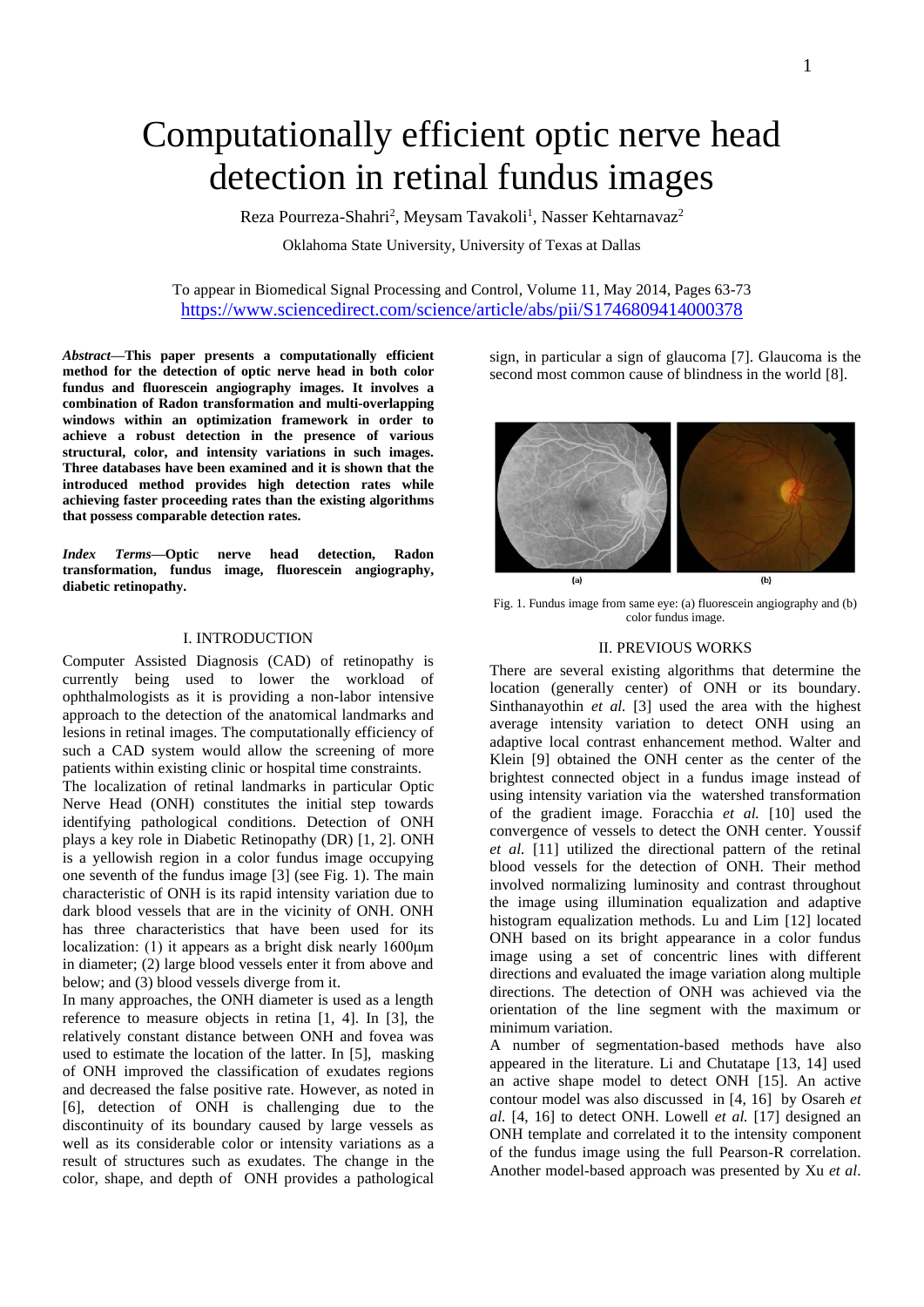# Computationally efficient optic nerve head detection in retinal fundus images

Reza Pourreza-Shahri[2], Meysam Tavakoli[1], Nasser Kehtarnavaz[2]

Oklahoma State University, University of Texas at Dallas

To appear in Biomedical Signal Processing and Control, Volume 11, May 2014, Pages 63-73
https://www.sciencedirect.com/science/article/abs/pii/S1746809414000378

***Abstract*—This paper presents a computationally efficient method for the detection of optic nerve head in both color fundus and fluorescein angiography images. It involves a combination of Radon transformation and multi-overlapping windows within an optimization framework in order to achieve a robust detection in the presence of various structural, color, and intensity variations in such images. Three databases have been examined and it is shown that the introduced method provides high detection rates while achieving faster proceeding rates than the existing algorithms that possess comparable detection rates.**

***Index Terms*—Optic nerve head detection, Radon transformation, fundus image, fluorescein angiography, diabetic retinopathy.**

## I. INTRODUCTION

Computer Assisted Diagnosis (CAD) of retinopathy is currently being used to lower the workload of ophthalmologists as it is providing a non-labor intensive approach to the detection of the anatomical landmarks and lesions in retinal images. The computationally efficiency of such a CAD system would allow the screening of more patients within existing clinic or hospital time constraints.

The localization of retinal landmarks in particular Optic Nerve Head (ONH) constitutes the initial step towards identifying pathological conditions. Detection of ONH plays a key role in Diabetic Retinopathy (DR) [1, 2]. ONH is a yellowish region in a color fundus image occupying one seventh of the fundus image [3] (see Fig. 1). The main characteristic of ONH is its rapid intensity variation due to dark blood vessels that are in the vicinity of ONH. ONH has three characteristics that have been used for its localization: (1) it appears as a bright disk nearly 1600μm in diameter; (2) large blood vessels enter it from above and below; and (3) blood vessels diverge from it.

In many approaches, the ONH diameter is used as a length reference to measure objects in retina [1, 4]. In [3], the relatively constant distance between ONH and fovea was used to estimate the location of the latter. In [5], masking of ONH improved the classification of exudates regions and decreased the false positive rate. However, as noted in [6], detection of ONH is challenging due to the discontinuity of its boundary caused by large vessels as well as its considerable color or intensity variations as a result of structures such as exudates. The change in the color, shape, and depth of ONH provides a pathological sign, in particular a sign of glaucoma [7]. Glaucoma is the second most common cause of blindness in the world [8].

Fig. 1. Fundus image from same eye: (a) fluorescein angiography and (b) color fundus image.

## II. PREVIOUS WORKS

There are several existing algorithms that determine the location (generally center) of ONH or its boundary. Sinthanayothin *et al.* [3] used the area with the highest average intensity variation to detect ONH using an adaptive local contrast enhancement method. Walter and Klein [9] obtained the ONH center as the center of the brightest connected object in a fundus image instead of using intensity variation via the watershed transformation of the gradient image. Foracchia *et al.* [10] used the convergence of vessels to detect the ONH center. Youssif *et al.* [11] utilized the directional pattern of the retinal blood vessels for the detection of ONH. Their method involved normalizing luminosity and contrast throughout the image using illumination equalization and adaptive histogram equalization methods. Lu and Lim [12] located ONH based on its bright appearance in a color fundus image using a set of concentric lines with different directions and evaluated the image variation along multiple directions. The detection of ONH was achieved via the orientation of the line segment with the maximum or minimum variation.

A number of segmentation-based methods have also appeared in the literature. Li and Chutatape [13, 14] used an active shape model to detect ONH [15]. An active contour model was also discussed in [4, 16] by Osareh *et al.* [4, 16] to detect ONH. Lowell *et al.* [17] designed an ONH template and correlated it to the intensity component of the fundus image using the full Pearson-R correlation. Another model-based approach was presented by Xu *et al.*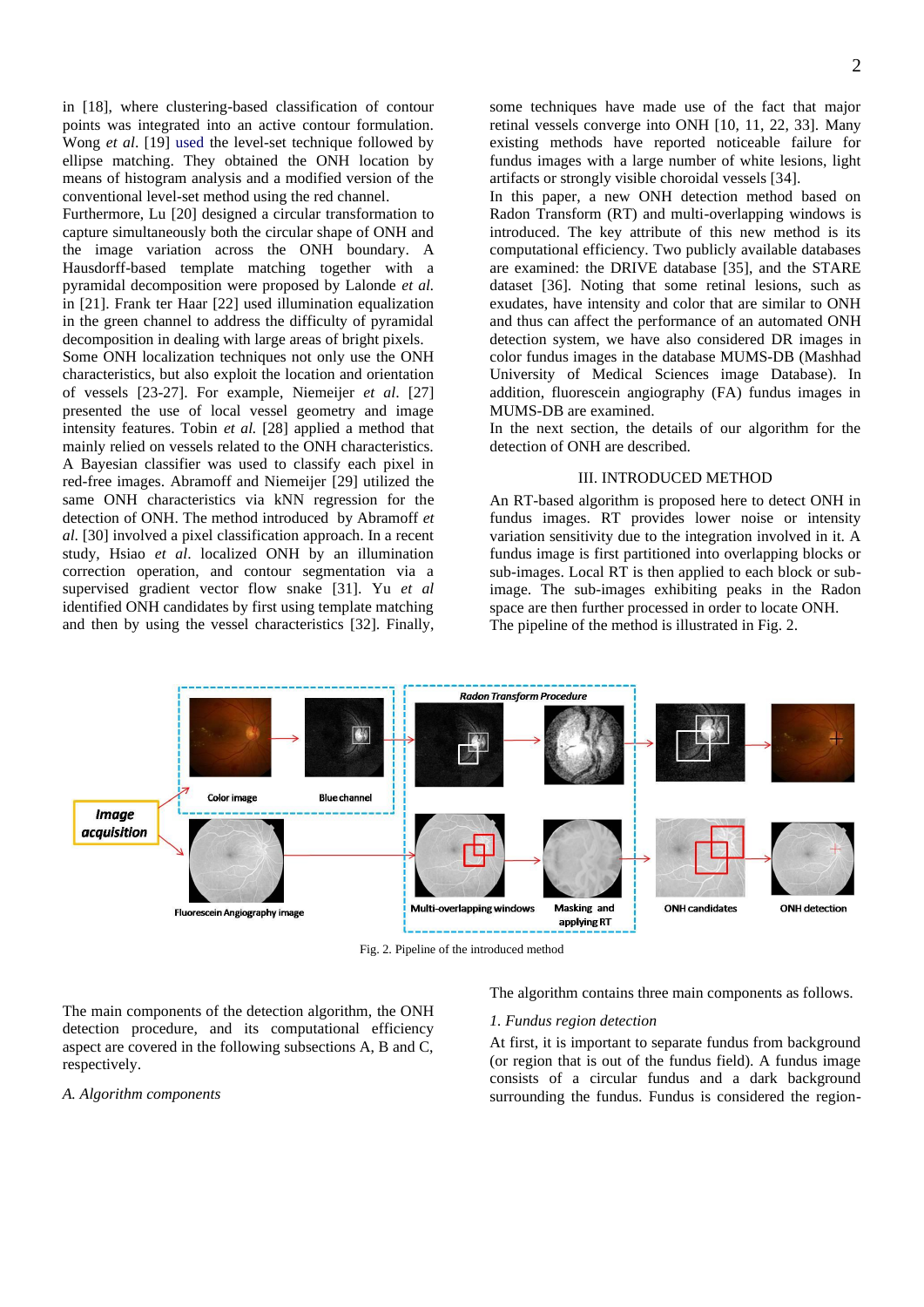in [18], where clustering-based classification of contour points was integrated into an active contour formulation. Wong *et al*. [19] used the level-set technique followed by ellipse matching. They obtained the ONH location by means of histogram analysis and a modified version of the conventional level-set method using the red channel.

Furthermore, Lu [20] designed a circular transformation to capture simultaneously both the circular shape of ONH and the image variation across the ONH boundary. A Hausdorff-based template matching together with a pyramidal decomposition were proposed by Lalonde *et al.* in [21]. Frank ter Haar [22] used illumination equalization in the green channel to address the difficulty of pyramidal decomposition in dealing with large areas of bright pixels.

Some ONH localization techniques not only use the ONH characteristics, but also exploit the location and orientation of vessels [23-27]. For example, Niemeijer *et al*. [27] presented the use of local vessel geometry and image intensity features. Tobin *et al.* [28] applied a method that mainly relied on vessels related to the ONH characteristics. A Bayesian classifier was used to classify each pixel in red-free images. Abramoff and Niemeijer [29] utilized the same ONH characteristics via kNN regression for the detection of ONH. The method introduced by Abramoff *et al*. [30] involved a pixel classification approach. In a recent study, Hsiao *et al*. localized ONH by an illumination correction operation, and contour segmentation via a supervised gradient vector flow snake [31]. Yu *et al* identified ONH candidates by first using template matching and then by using the vessel characteristics [32]. Finally, some techniques have made use of the fact that major retinal vessels converge into ONH [10, 11, 22, 33]. Many existing methods have reported noticeable failure for fundus images with a large number of white lesions, light artifacts or strongly visible choroidal vessels [34].

In this paper, a new ONH detection method based on Radon Transform (RT) and multi-overlapping windows is introduced. The key attribute of this new method is its computational efficiency. Two publicly available databases are examined: the DRIVE database [35], and the STARE dataset [36]. Noting that some retinal lesions, such as exudates, have intensity and color that are similar to ONH and thus can affect the performance of an automated ONH detection system, we have also considered DR images in color fundus images in the database MUMS-DB (Mashhad University of Medical Sciences image Database). In addition, fluorescein angiography (FA) fundus images in MUMS-DB are examined.

In the next section, the details of our algorithm for the detection of ONH are described.

## III. Introduced Method

An RT-based algorithm is proposed here to detect ONH in fundus images. RT provides lower noise or intensity variation sensitivity due to the integration involved in it. A fundus image is first partitioned into overlapping blocks or sub-images. Local RT is then applied to each block or sub-image. The sub-images exhibiting peaks in the Radon space are then further processed in order to locate ONH. The pipeline of the method is illustrated in Fig. 2.

Fig. 2. Pipeline of the introduced method

The main components of the detection algorithm, the ONH detection procedure, and its computational efficiency aspect are covered in the following subsections A, B and C, respectively.

### A. Algorithm components

The algorithm contains three main components as follows.

*1. Fundus region detection*

At first, it is important to separate fundus from background (or region that is out of the fundus field). A fundus image consists of a circular fundus and a dark background surrounding the fundus. Fundus is considered the region-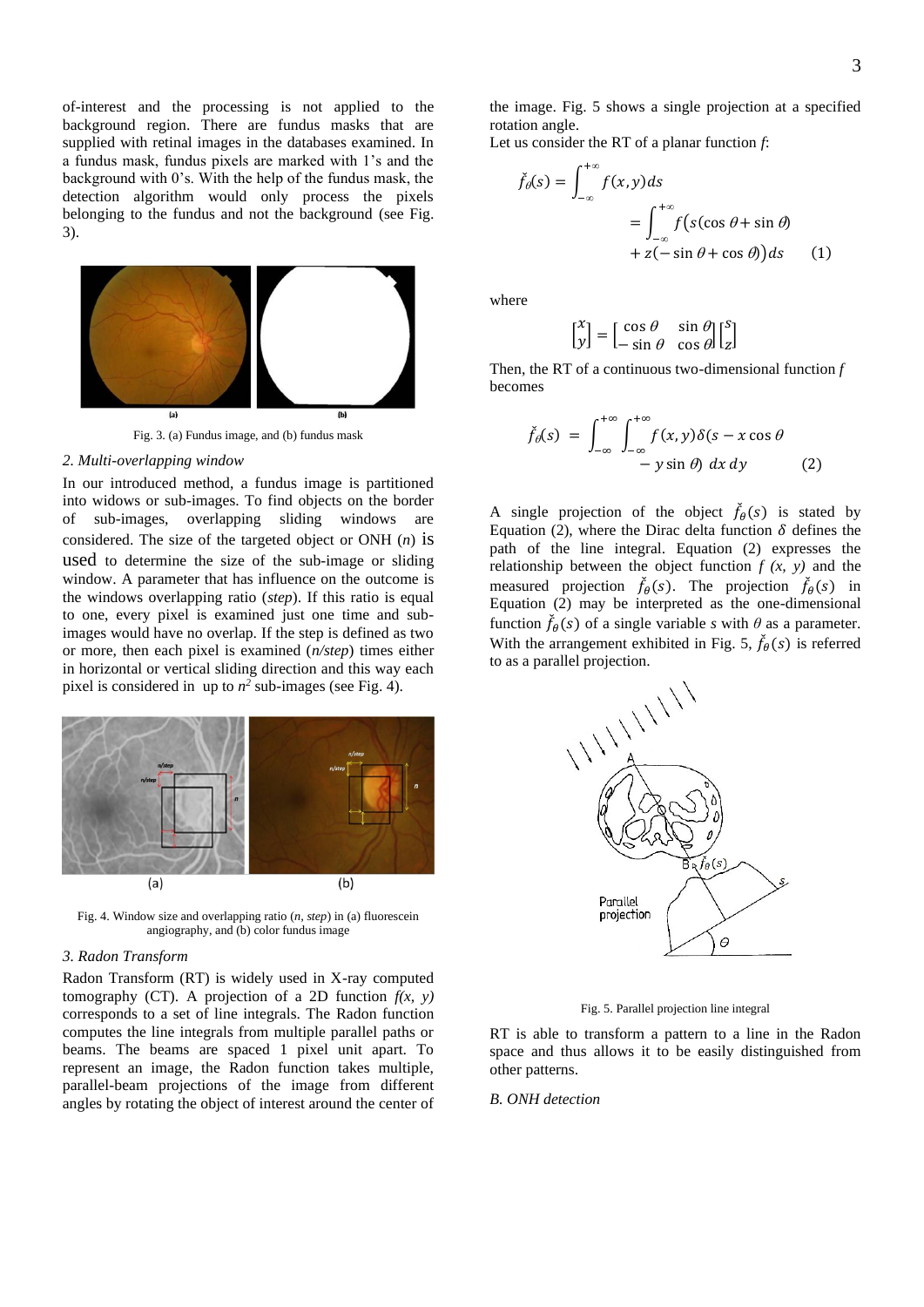of-interest and the processing is not applied to the background region. There are fundus masks that are supplied with retinal images in the databases examined. In a fundus mask, fundus pixels are marked with 1's and the background with 0's. With the help of the fundus mask, the detection algorithm would only process the pixels belonging to the fundus and not the background (see Fig. 3).

Fig. 3. (a) Fundus image, and (b) fundus mask

### 2. Multi-overlapping window

In our introduced method, a fundus image is partitioned into widows or sub-images. To find objects on the border of sub-images, overlapping sliding windows are considered. The size of the targeted object or ONH ($n$) is used to determine the size of the sub-image or sliding window. A parameter that has influence on the outcome is the windows overlapping ratio (*step*). If this ratio is equal to one, every pixel is examined just one time and sub-images would have no overlap. If the step is defined as two or more, then each pixel is examined ($n/step$) times either in horizontal or vertical sliding direction and this way each pixel is considered in up to $n^2$ sub-images (see Fig. 4).

Fig. 4. Window size and overlapping ratio ($n$, *step*) in (a) fluorescein angiography, and (b) color fundus image

### 3. Radon Transform

Radon Transform (RT) is widely used in X-ray computed tomography (CT). A projection of a 2D function $f(x, y)$ corresponds to a set of line integrals. The Radon function computes the line integrals from multiple parallel paths or beams. The beams are spaced 1 pixel unit apart. To represent an image, the Radon function takes multiple, parallel-beam projections of the image from different angles by rotating the object of interest around the center of the image. Fig. 5 shows a single projection at a specified rotation angle.

Let us consider the RT of a planar function $f$:

$$\check{f}_{\theta}(s) = \int_{-\infty}^{+\infty} f(x, y) ds = \int_{-\infty}^{+\infty} f\big(s(\cos\theta + \sin\theta) + z(-\sin\theta + \cos\theta)\big) ds \qquad (1)$$

where

$$\begin{bmatrix} x \\ y \end{bmatrix} = \begin{bmatrix} \cos\theta & \sin\theta \\ -\sin\theta & \cos\theta \end{bmatrix} \begin{bmatrix} s \\ z \end{bmatrix}$$

Then, the RT of a continuous two-dimensional function $f$ becomes

$$\check{f}_{\theta}(s) = \int_{-\infty}^{+\infty} \int_{-\infty}^{+\infty} f(x, y) \delta(s - x\cos\theta - y\sin\theta)\, dx\, dy \qquad (2)$$

A single projection of the object $\check{f}_{\theta}(s)$ is stated by Equation (2), where the Dirac delta function $\delta$ defines the path of the line integral. Equation (2) expresses the relationship between the object function $f(x, y)$ and the measured projection $\check{f}_{\theta}(s)$. The projection $\check{f}_{\theta}(s)$ in Equation (2) may be interpreted as the one-dimensional function $\check{f}_{\theta}(s)$ of a single variable $s$ with $\theta$ as a parameter. With the arrangement exhibited in Fig. 5, $\check{f}_{\theta}(s)$ is referred to as a parallel projection.

Fig. 5. Parallel projection line integral

RT is able to transform a pattern to a line in the Radon space and thus allows it to be easily distinguished from other patterns.

## B. ONH detection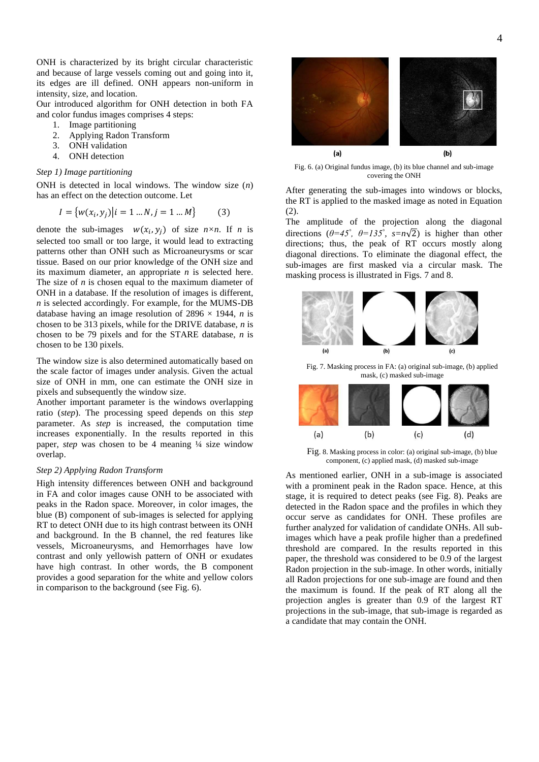ONH is characterized by its bright circular characteristic and because of large vessels coming out and going into it, its edges are ill defined. ONH appears non-uniform in intensity, size, and location.

Our introduced algorithm for ONH detection in both FA and color fundus images comprises 4 steps:

1. Image partitioning
2. Applying Radon Transform
3. ONH validation
4. ONH detection

*Step 1) Image partitioning*

ONH is detected in local windows. The window size ($n$) has an effect on the detection outcome. Let

$$I = \{w(x_i, y_j) | i = 1 \dots N, j = 1 \dots M\} \qquad (3)$$

denote the sub-images $w(x_i, y_j)$ of size $n \times n$. If $n$ is selected too small or too large, it would lead to extracting patterns other than ONH such as Microaneurysms or scar tissue. Based on our prior knowledge of the ONH size and its maximum diameter, an appropriate $n$ is selected here. The size of $n$ is chosen equal to the maximum diameter of ONH in a database. If the resolution of images is different, $n$ is selected accordingly. For example, for the MUMS-DB database having an image resolution of 2896 × 1944, $n$ is chosen to be 313 pixels, while for the DRIVE database, $n$ is chosen to be 79 pixels and for the STARE database, $n$ is chosen to be 130 pixels.

The window size is also determined automatically based on the scale factor of images under analysis. Given the actual size of ONH in mm, one can estimate the ONH size in pixels and subsequently the window size.

Another important parameter is the windows overlapping ratio (*step*). The processing speed depends on this *step* parameter. As *step* is increased, the computation time increases exponentially. In the results reported in this paper, *step* was chosen to be 4 meaning ¼ size window overlap.

*Step 2) Applying Radon Transform*

High intensity differences between ONH and background in FA and color images cause ONH to be associated with peaks in the Radon space. Moreover, in color images, the blue (B) component of sub-images is selected for applying RT to detect ONH due to its high contrast between its ONH and background. In the B channel, the red features like vessels, Microaneurysms, and Hemorrhages have low contrast and only yellowish pattern of ONH or exudates have high contrast. In other words, the B component provides a good separation for the white and yellow colors in comparison to the background (see Fig. 6).

Fig. 6. (a) Original fundus image, (b) its blue channel and sub-image covering the ONH

After generating the sub-images into windows or blocks, the RT is applied to the masked image as noted in Equation (2).

The amplitude of the projection along the diagonal directions ($\theta=45^{\circ}$, $\theta=135^{\circ}$, $s=n\sqrt{2}$) is higher than other directions; thus, the peak of RT occurs mostly along diagonal directions. To eliminate the diagonal effect, the sub-images are first masked via a circular mask. The masking process is illustrated in Figs. 7 and 8.

Fig. 7. Masking process in FA: (a) original sub-image, (b) applied mask, (c) masked sub-image

Fig. 8. Masking process in color: (a) original sub-image, (b) blue component, (c) applied mask, (d) masked sub-image

As mentioned earlier, ONH in a sub-image is associated with a prominent peak in the Radon space. Hence, at this stage, it is required to detect peaks (see Fig. 8). Peaks are detected in the Radon space and the profiles in which they occur serve as candidates for ONH. These profiles are further analyzed for validation of candidate ONHs. All sub-images which have a peak profile higher than a predefined threshold are compared. In the results reported in this paper, the threshold was considered to be 0.9 of the largest Radon projection in the sub-image. In other words, initially all Radon projections for one sub-image are found and then the maximum is found. If the peak of RT along all the projection angles is greater than 0.9 of the largest RT projections in the sub-image, that sub-image is regarded as a candidate that may contain the ONH.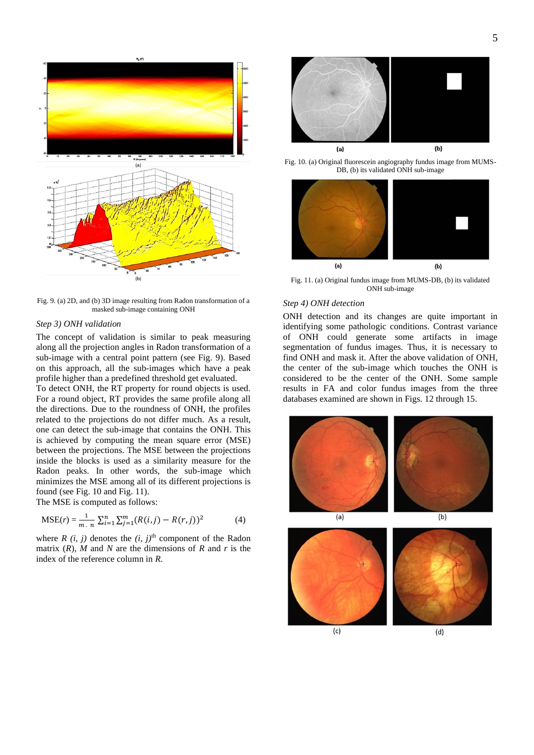Fig. 9. (a) 2D, and (b) 3D image resulting from Radon transformation of a masked sub-image containing ONH

### *Step 3) ONH validation*

The concept of validation is similar to peak measuring along all the projection angles in Radon transformation of a sub-image with a central point pattern (see Fig. 9). Based on this approach, all the sub-images which have a peak profile higher than a predefined threshold get evaluated.

To detect ONH, the RT property for round objects is used. For a round object, RT provides the same profile along all the directions. Due to the roundness of ONH, the profiles related to the projections do not differ much. As a result, one can detect the sub-image that contains the ONH. This is achieved by computing the mean square error (MSE) between the projections. The MSE between the projections inside the blocks is used as a similarity measure for the Radon peaks. In other words, the sub-image which minimizes the MSE among all of its different projections is found (see Fig. 10 and Fig. 11).

The MSE is computed as follows:

$$\mathrm{MSE}(r) = \frac{1}{m \cdot n} \sum_{i=1}^{n} \sum_{j=1}^{m} (R(i,j) - R(r,j))^2 \qquad (4)$$

where $R(i, j)$ denotes the $(i, j)^{\text{th}}$ component of the Radon matrix ($R$), $M$ and $N$ are the dimensions of $R$ and $r$ is the index of the reference column in $R$.

Fig. 10. (a) Original fluorescein angiography fundus image from MUMS-DB, (b) its validated ONH sub-image

Fig. 11. (a) Original fundus image from MUMS-DB, (b) its validated ONH sub-image

### *Step 4) ONH detection*

ONH detection and its changes are quite important in identifying some pathologic conditions. Contrast variance of ONH could generate some artifacts in image segmentation of fundus images. Thus, it is necessary to find ONH and mask it. After the above validation of ONH, the center of the sub-image which touches the ONH is considered to be the center of the ONH. Some sample results in FA and color fundus images from the three databases examined are shown in Figs. 12 through 15.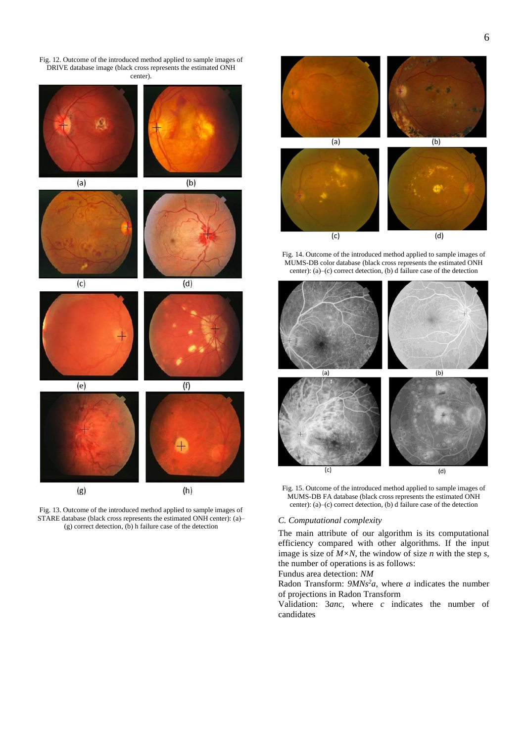Fig. 12. Outcome of the introduced method applied to sample images of DRIVE database image (black cross represents the estimated ONH center).

Fig. 13. Outcome of the introduced method applied to sample images of STARE database (black cross represents the estimated ONH center): (a)–(g) correct detection, (b) h failure case of the detection

Fig. 14. Outcome of the introduced method applied to sample images of MUMS-DB color database (black cross represents the estimated ONH center): (a)–(c) correct detection, (b) d failure case of the detection

Fig. 15. Outcome of the introduced method applied to sample images of MUMS-DB FA database (black cross represents the estimated ONH center): (a)–(c) correct detection, (b) d failure case of the detection

### C. Computational complexity

The main attribute of our algorithm is its computational efficiency compared with other algorithms. If the input image is size of $M \times N$, the window of size $n$ with the step $s$, the number of operations is as follows:

Fundus area detection: $NM$

Radon Transform: $9MNs^2a$, where $a$ indicates the number of projections in Radon Transform

Validation: $3anc$, where $c$ indicates the number of candidates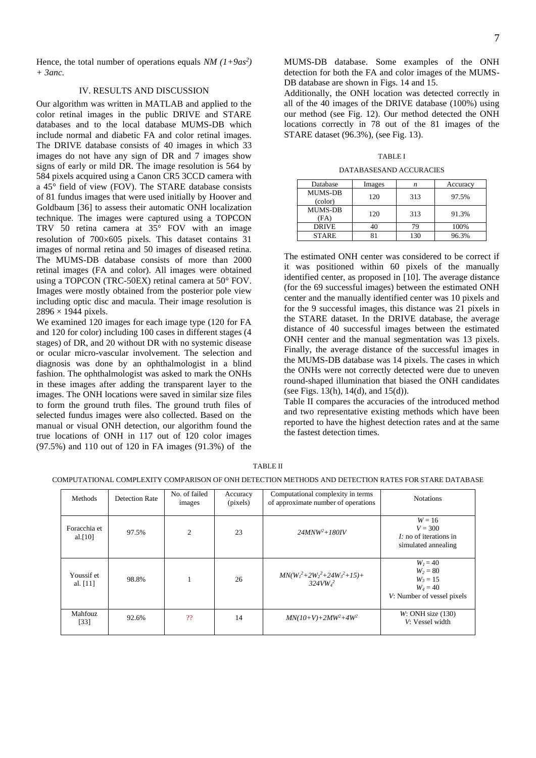Hence, the total number of operations equals $NM\ (1+9as^2) + 3anc$.

## IV. RESULTS AND DISCUSSION

Our algorithm was written in MATLAB and applied to the color retinal images in the public DRIVE and STARE databases and to the local database MUMS-DB which include normal and diabetic FA and color retinal images. The DRIVE database consists of 40 images in which 33 images do not have any sign of DR and 7 images show signs of early or mild DR. The image resolution is 564 by 584 pixels acquired using a Canon CR5 3CCD camera with a 45° field of view (FOV). The STARE database consists of 81 fundus images that were used initially by Hoover and Goldbaum [36] to assess their automatic ONH localization technique. The images were captured using a TOPCON TRV 50 retina camera at 35° FOV with an image resolution of 700×605 pixels. This dataset contains 31 images of normal retina and 50 images of diseased retina. The MUMS-DB database consists of more than 2000 retinal images (FA and color). All images were obtained using a TOPCON (TRC-50EX) retinal camera at 50° FOV. Images were mostly obtained from the posterior pole view including optic disc and macula. Their image resolution is 2896 × 1944 pixels.

We examined 120 images for each image type (120 for FA and 120 for color) including 100 cases in different stages (4 stages) of DR, and 20 without DR with no systemic disease or ocular micro-vascular involvement. The selection and diagnosis was done by an ophthalmologist in a blind fashion. The ophthalmologist was asked to mark the ONHs in these images after adding the transparent layer to the images. The ONH locations were saved in similar size files to form the ground truth files. The ground truth files of selected fundus images were also collected. Based on the manual or visual ONH detection, our algorithm found the true locations of ONH in 117 out of 120 color images (97.5%) and 110 out of 120 in FA images (91.3%) of the MUMS-DB database. Some examples of the ONH detection for both the FA and color images of the MUMS-DB database are shown in Figs. 14 and 15.

Additionally, the ONH location was detected correctly in all of the 40 images of the DRIVE database (100%) using our method (see Fig. 12). Our method detected the ONH locations correctly in 78 out of the 81 images of the STARE dataset (96.3%), (see Fig. 13).

TABLE I

DATABASESAND ACCURACIES

| Database | Images | *n* | Accuracy |
|---|---|---|---|
| MUMS-DB (color) | 120 | 313 | 97.5% |
| MUMS-DB (FA) | 120 | 313 | 91.3% |
| DRIVE | 40 | 79 | 100% |
| STARE | 81 | 130 | 96.3% |

The estimated ONH center was considered to be correct if it was positioned within 60 pixels of the manually identified center, as proposed in [10]. The average distance (for the 69 successful images) between the estimated ONH center and the manually identified center was 10 pixels and for the 9 successful images, this distance was 21 pixels in the STARE dataset. In the DRIVE database, the average distance of 40 successful images between the estimated ONH center and the manual segmentation was 13 pixels. Finally, the average distance of the successful images in the MUMS-DB database was 14 pixels. The cases in which the ONHs were not correctly detected were due to uneven round-shaped illumination that biased the ONH candidates (see Figs. 13(h), 14(d), and 15(d)).

Table II compares the accuracies of the introduced method and two representative existing methods which have been reported to have the highest detection rates and at the same the fastest detection times.

TABLE II

COMPUTATIONAL COMPLEXITY COMPARISON OF ONH DETECTION METHODS AND DETECTION RATES FOR STARE DATABASE

| Methods | Detection Rate | No. of failed images | Accuracy (pixels) | Computational complexity in terms of approximate number of operations | Notations |
|---|---|---|---|---|---|
| Foracchia et al.[10] | 97.5% | 2 | 23 | $24MNW^2+180IV$ | $W = 16$, $V = 300$, $I$: no of iterations in simulated annealing |
| Youssif et al. [11] | 98.8% | 1 | 26 | $MN(W_1^2+2W_2^2+24W_3^2+15)+324VW_4^2$ | $W_1 = 40$, $W_2 = 80$, $W_3 = 15$, $W_4 = 40$, $V$: Number of vessel pixels |
| Mahfouz [33] | 92.6% | ?? | 14 | $MN(10+V)+2MW^2+4W^2$ | $W$: ONH size (130), $V$: Vessel width |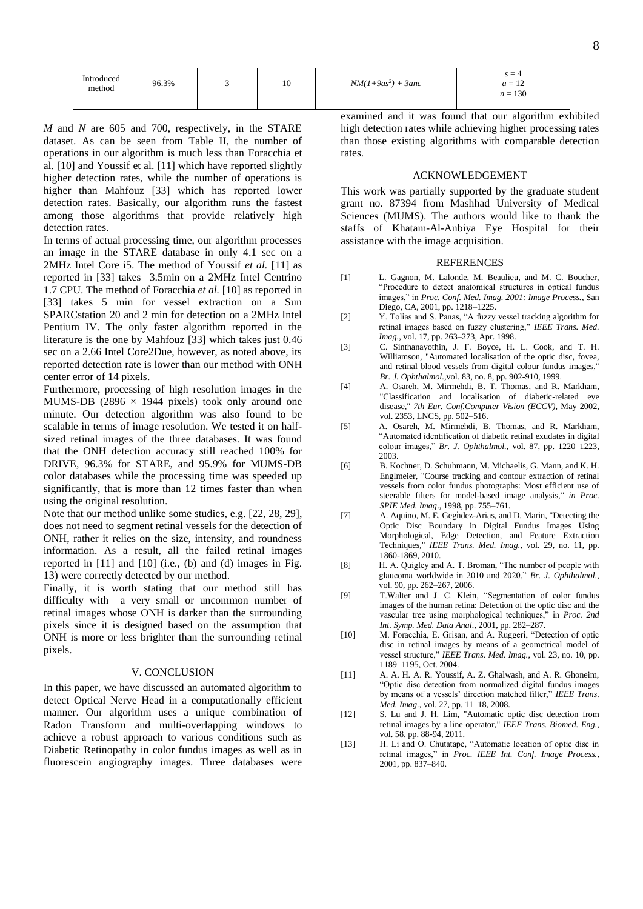| Introduced method | 96.3% | 3 | 10 | $NM(1+9as^2) + 3anc$ | $s = 4$ $a = 12$ $n = 130$ |
|---|---|---|---|---|---|

*M* and *N* are 605 and 700, respectively, in the STARE dataset. As can be seen from Table II, the number of operations in our algorithm is much less than Foracchia et al. [10] and Youssif et al. [11] which have reported slightly higher detection rates, while the number of operations is higher than Mahfouz [33] which has reported lower detection rates. Basically, our algorithm runs the fastest among those algorithms that provide relatively high detection rates.

In terms of actual processing time, our algorithm processes an image in the STARE database in only 4.1 sec on a 2MHz Intel Core i5. The method of Youssif *et al.* [11] as reported in [33] takes 3.5min on a 2MHz Intel Centrino 1.7 CPU. The method of Foracchia *et al.* [10] as reported in [33] takes 5 min for vessel extraction on a Sun SPARCstation 20 and 2 min for detection on a 2MHz Intel Pentium IV. The only faster algorithm reported in the literature is the one by Mahfouz [33] which takes just 0.46 sec on a 2.66 Intel Core2Due, however, as noted above, its reported detection rate is lower than our method with ONH center error of 14 pixels.

Furthermore, processing of high resolution images in the MUMS-DB ($2896 \times 1944$ pixels) took only around one minute. Our detection algorithm was also found to be scalable in terms of image resolution. We tested it on half-sized retinal images of the three databases. It was found that the ONH detection accuracy still reached 100% for DRIVE, 96.3% for STARE, and 95.9% for MUMS-DB color databases while the processing time was speeded up significantly, that is more than 12 times faster than when using the original resolution.

Note that our method unlike some studies, e.g. [22, 28, 29], does not need to segment retinal vessels for the detection of ONH, rather it relies on the size, intensity, and roundness information. As a result, all the failed retinal images reported in [11] and [10] (i.e., (b) and (d) images in Fig. 13) were correctly detected by our method.

Finally, it is worth stating that our method still has difficulty with a very small or uncommon number of retinal images whose ONH is darker than the surrounding pixels since it is designed based on the assumption that ONH is more or less brighter than the surrounding retinal pixels.

## V. CONCLUSION

In this paper, we have discussed an automated algorithm to detect Optical Nerve Head in a computationally efficient manner. Our algorithm uses a unique combination of Radon Transform and multi-overlapping windows to achieve a robust approach to various conditions such as Diabetic Retinopathy in color fundus images as well as in fluorescein angiography images. Three databases were examined and it was found that our algorithm exhibited high detection rates while achieving higher processing rates than those existing algorithms with comparable detection rates.

## ACKNOWLEDGEMENT

This work was partially supported by the graduate student grant no. 87394 from Mashhad University of Medical Sciences (MUMS). The authors would like to thank the staffs of Khatam-Al-Anbiya Eye Hospital for their assistance with the image acquisition.

## REFERENCES

[1] L. Gagnon, M. Lalonde, M. Beaulieu, and M. C. Boucher, "Procedure to detect anatomical structures in optical fundus images," in *Proc. Conf. Med. Imag. 2001: Image Process.*, San Diego, CA, 2001, pp. 1218–1225.

[2] Y. Tolias and S. Panas, "A fuzzy vessel tracking algorithm for retinal images based on fuzzy clustering," *IEEE Trans. Med. Imag.*, vol. 17, pp. 263–273, Apr. 1998.

[3] C. Sinthanayothin, J. F. Boyce, H. L. Cook, and T. H. Williamson, "Automated localisation of the optic disc, fovea, and retinal blood vessels from digital colour fundus images," *Br. J. Ophthalmol.*,vol. 83, no. 8, pp. 902-910, 1999.

[4] A. Osareh, M. Mirmehdi, B. T. Thomas, and R. Markham, "Classification and localisation of diabetic-related eye disease," *7th Eur. Conf.Computer Vision (ECCV)*, May 2002, vol. 2353, LNCS, pp. 502–516.

[5] A. Osareh, M. Mirmehdi, B. Thomas, and R. Markham, "Automated identification of diabetic retinal exudates in digital colour images," *Br. J. Ophthalmol.*, vol. 87, pp. 1220–1223, 2003.

[6] B. Kochner, D. Schuhmann, M. Michaelis, G. Mann, and K. H. Englmeier, "Course tracking and contour extraction of retinal vessels from color fundus photographs: Most efficient use of steerable filters for model-based image analysis," *in Proc. SPIE Med. Imag*., 1998, pp. 755–761.

[7] A. Aquino, M. E. Gegndez-Arias, and D. Marin, "Detecting the Optic Disc Boundary in Digital Fundus Images Using Morphological, Edge Detection, and Feature Extraction Techniques," *IEEE Trans. Med. Imag.*, vol. 29, no. 11, pp. 1860-1869, 2010.

[8] H. A. Quigley and A. T. Broman, "The number of people with glaucoma worldwide in 2010 and 2020," *Br. J. Ophthalmol.*, vol. 90, pp. 262–267, 2006.

[9] T.Walter and J. C. Klein, "Segmentation of color fundus images of the human retina: Detection of the optic disc and the vascular tree using morphological techniques," in *Proc. 2nd Int. Symp. Med. Data Anal.*, 2001, pp. 282–287.

[10] M. Foracchia, E. Grisan, and A. Ruggeri, "Detection of optic disc in retinal images by means of a geometrical model of vessel structure," *IEEE Trans. Med. Imag.*, vol. 23, no. 10, pp. 1189–1195, Oct. 2004.

[11] A. A. H. A. R. Youssif, A. Z. Ghalwash, and A. R. Ghoneim, "Optic disc detection from normalized digital fundus images by means of a vessels' direction matched filter," *IEEE Trans. Med. Imag.*, vol. 27, pp. 11–18, 2008.

[12] S. Lu and J. H. Lim, "Automatic optic disc detection from retinal images by a line operator," *IEEE Trans. Biomed. Eng.*, vol. 58, pp. 88-94, 2011.

[13] H. Li and O. Chutatape, "Automatic location of optic disc in retinal images," in *Proc. IEEE Int. Conf. Image Process.*, 2001, pp. 837–840.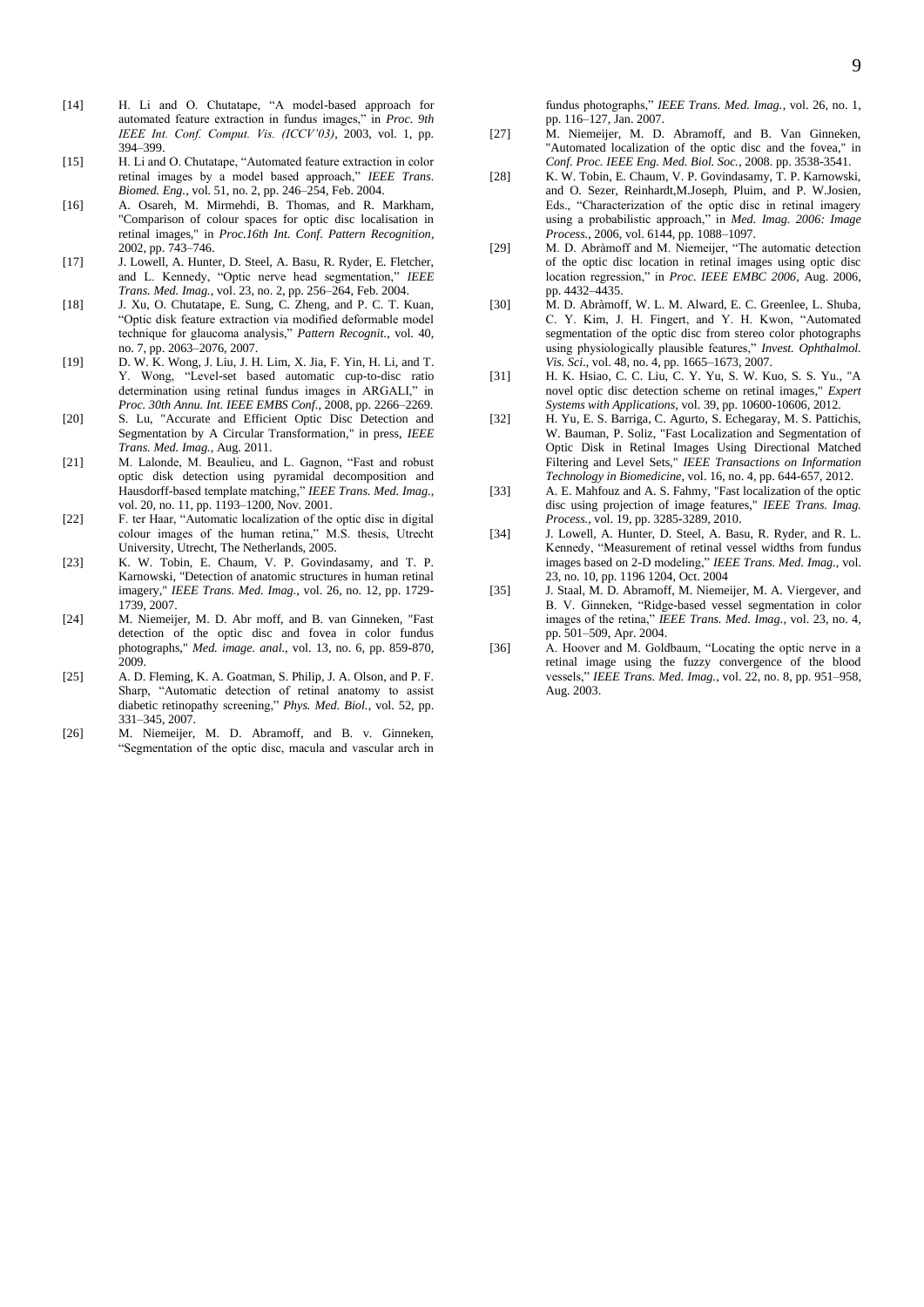[14] H. Li and O. Chutatape, "A model-based approach for automated feature extraction in fundus images," in *Proc. 9th IEEE Int. Conf. Comput. Vis. (ICCV'03)*, 2003, vol. 1, pp. 394–399.

[15] H. Li and O. Chutatape, "Automated feature extraction in color retinal images by a model based approach," *IEEE Trans. Biomed. Eng.*, vol. 51, no. 2, pp. 246–254, Feb. 2004.

[16] A. Osareh, M. Mirmehdi, B. Thomas, and R. Markham, "Comparison of colour spaces for optic disc localisation in retinal images," in *Proc.16th Int. Conf. Pattern Recognition*, 2002, pp. 743–746.

[17] J. Lowell, A. Hunter, D. Steel, A. Basu, R. Ryder, E. Fletcher, and L. Kennedy, "Optic nerve head segmentation," *IEEE Trans. Med. Imag.*, vol. 23, no. 2, pp. 256–264, Feb. 2004.

[18] J. Xu, O. Chutatape, E. Sung, C. Zheng, and P. C. T. Kuan, "Optic disk feature extraction via modified deformable model technique for glaucoma analysis," *Pattern Recognit.*, vol. 40, no. 7, pp. 2063–2076, 2007.

[19] D. W. K. Wong, J. Liu, J. H. Lim, X. Jia, F. Yin, H. Li, and T. Y. Wong, "Level-set based automatic cup-to-disc ratio determination using retinal fundus images in ARGALI," in *Proc. 30th Annu. Int. IEEE EMBS Conf.*, 2008, pp. 2266–2269.

[20] S. Lu, "Accurate and Efficient Optic Disc Detection and Segmentation by A Circular Transformation," in press, *IEEE Trans. Med. Imag.*, Aug. 2011.

[21] M. Lalonde, M. Beaulieu, and L. Gagnon, "Fast and robust optic disk detection using pyramidal decomposition and Hausdorff-based template matching," *IEEE Trans. Med. Imag.*, vol. 20, no. 11, pp. 1193–1200, Nov. 2001.

[22] F. ter Haar, "Automatic localization of the optic disc in digital colour images of the human retina," M.S. thesis, Utrecht University, Utrecht, The Netherlands, 2005.

[23] K. W. Tobin, E. Chaum, V. P. Govindasamy, and T. P. Karnowski, "Detection of anatomic structures in human retinal imagery," *IEEE Trans. Med. Imag.*, vol. 26, no. 12, pp. 1729-1739, 2007.

[24] M. Niemeijer, M. D. Abr moff, and B. van Ginneken, "Fast detection of the optic disc and fovea in color fundus photographs," *Med. image. anal.*, vol. 13, no. 6, pp. 859-870, 2009.

[25] A. D. Fleming, K. A. Goatman, S. Philip, J. A. Olson, and P. F. Sharp, "Automatic detection of retinal anatomy to assist diabetic retinopathy screening," *Phys. Med. Biol.*, vol. 52, pp. 331–345, 2007.

[26] M. Niemeijer, M. D. Abramoff, and B. v. Ginneken, "Segmentation of the optic disc, macula and vascular arch in fundus photographs," *IEEE Trans. Med. Imag.*, vol. 26, no. 1, pp. 116–127, Jan. 2007.

[27] M. Niemeijer, M. D. Abramoff, and B. Van Ginneken, "Automated localization of the optic disc and the fovea," in *Conf. Proc. IEEE Eng. Med. Biol. Soc.*, 2008. pp. 3538-3541.

[28] K. W. Tobin, E. Chaum, V. P. Govindasamy, T. P. Karnowski, and O. Sezer, Reinhardt,M.Joseph, Pluim, and P. W.Josien, Eds., "Characterization of the optic disc in retinal imagery using a probabilistic approach," in *Med. Imag. 2006: Image Process.*, 2006, vol. 6144, pp. 1088–1097.

[29] M. D. Abràmoff and M. Niemeijer, "The automatic detection of the optic disc location in retinal images using optic disc location regression," in *Proc. IEEE EMBC 2006*, Aug. 2006, pp. 4432–4435.

[30] M. D. Abràmoff, W. L. M. Alward, E. C. Greenlee, L. Shuba, C. Y. Kim, J. H. Fingert, and Y. H. Kwon, "Automated segmentation of the optic disc from stereo color photographs using physiologically plausible features," *Invest. Ophthalmol. Vis. Sci.*, vol. 48, no. 4, pp. 1665–1673, 2007.

[31] H. K. Hsiao, C. C. Liu, C. Y. Yu, S. W. Kuo, S. S. Yu., "A novel optic disc detection scheme on retinal images," *Expert Systems with Applications*, vol. 39, pp. 10600-10606, 2012.

[32] H. Yu, E. S. Barriga, C. Agurto, S. Echegaray, M. S. Pattichis, W. Bauman, P. Soliz, "Fast Localization and Segmentation of Optic Disk in Retinal Images Using Directional Matched Filtering and Level Sets," *IEEE Transactions on Information Technology in Biomedicine*, vol. 16, no. 4, pp. 644-657, 2012.

[33] A. E. Mahfouz and A. S. Fahmy, "Fast localization of the optic disc using projection of image features," *IEEE Trans. Imag. Process.*, vol. 19, pp. 3285-3289, 2010.

[34] J. Lowell, A. Hunter, D. Steel, A. Basu, R. Ryder, and R. L. Kennedy, "Measurement of retinal vessel widths from fundus images based on 2-D modeling," *IEEE Trans. Med. Imag.*, vol. 23, no. 10, pp. 1196 1204, Oct. 2004

[35] J. Staal, M. D. Abramoff, M. Niemeijer, M. A. Viergever, and B. V. Ginneken, "Ridge-based vessel segmentation in color images of the retina," *IEEE Trans. Med. Imag.*, vol. 23, no. 4, pp. 501–509, Apr. 2004.

[36] A. Hoover and M. Goldbaum, "Locating the optic nerve in a retinal image using the fuzzy convergence of the blood vessels," *IEEE Trans. Med. Imag.*, vol. 22, no. 8, pp. 951–958, Aug. 2003.